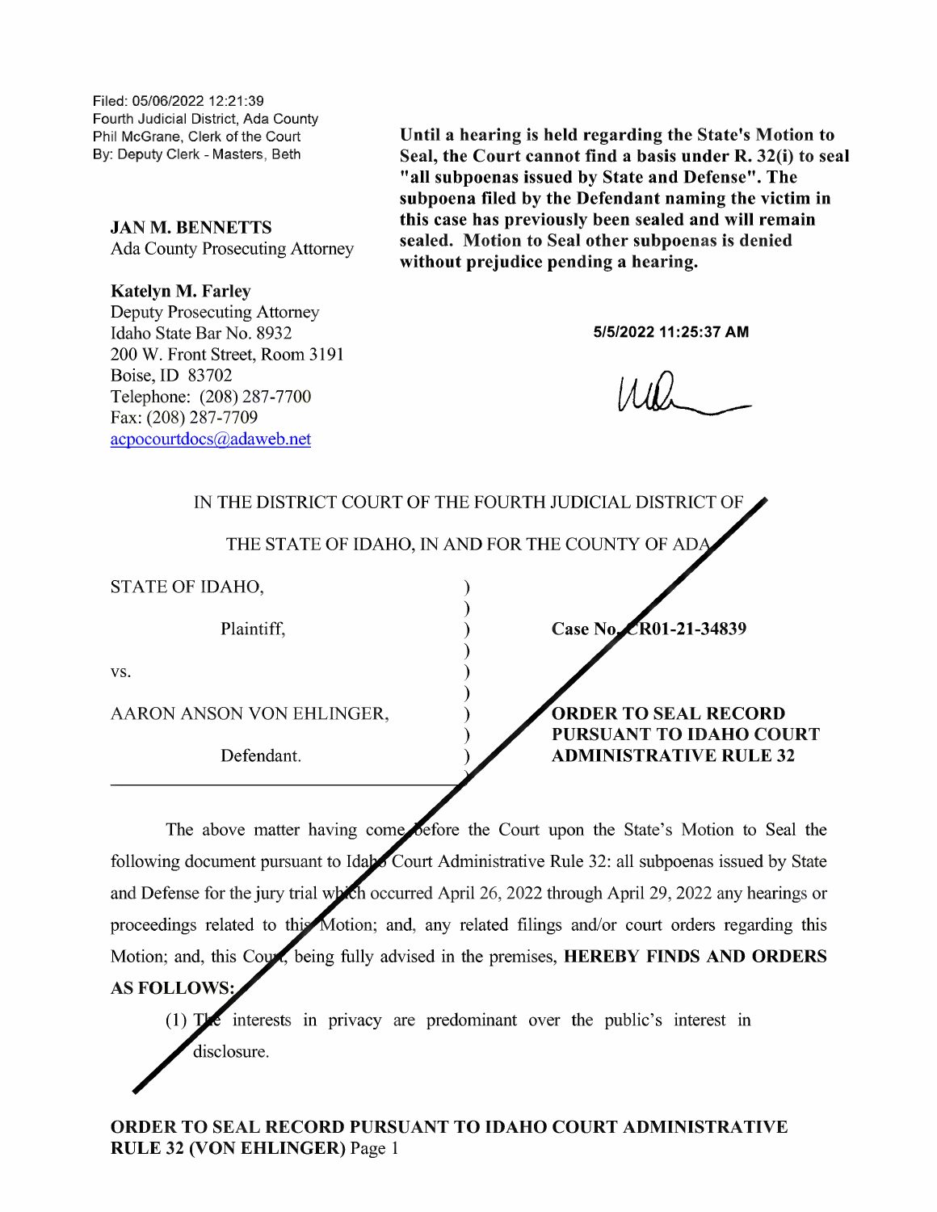Filed: 05/06/2022 12:21:39
Fourth Judicial District, Ada County
Phil McGrane, Clerk of the Court
By: Deputy Clerk - Masters, Beth

**Until a hearing is held regarding the State's Motion to Seal, the Court cannot find a basis under R. 32(i) to seal "all subpoenas issued by State and Defense". The subpoena filed by the Defendant naming the victim in this case has previously been sealed and will remain sealed. Motion to Seal other subpoenas is denied without prejudice pending a hearing.**

**5/5/2022 11:25:37 AM**

**JAN M. BENNETTS**
Ada County Prosecuting Attorney

**Katelyn M. Farley**
Deputy Prosecuting Attorney
Idaho State Bar No. 8932
200 W. Front Street, Room 3191
Boise, ID 83702
Telephone: (208) 287-7700
Fax: (208) 287-7709
acpocourtdocs@adaweb.net

IN THE DISTRICT COURT OF THE FOURTH JUDICIAL DISTRICT OF THE STATE OF IDAHO, IN AND FOR THE COUNTY OF ADA

STATE OF IDAHO,

Plaintiff,

vs.

AARON ANSON VON EHLINGER,

Defendant.

**Case No. CR01-21-34839**

**ORDER TO SEAL RECORD PURSUANT TO IDAHO COURT ADMINISTRATIVE RULE 32**

The above matter having come before the Court upon the State's Motion to Seal the following document pursuant to Idaho Court Administrative Rule 32: all subpoenas issued by State and Defense for the jury trial which occurred April 26, 2022 through April 29, 2022 any hearings or proceedings related to this Motion; and, any related filings and/or court orders regarding this Motion; and, this Court, being fully advised in the premises, **HEREBY FINDS AND ORDERS AS FOLLOWS:**

(1) The interests in privacy are predominant over the public's interest in disclosure.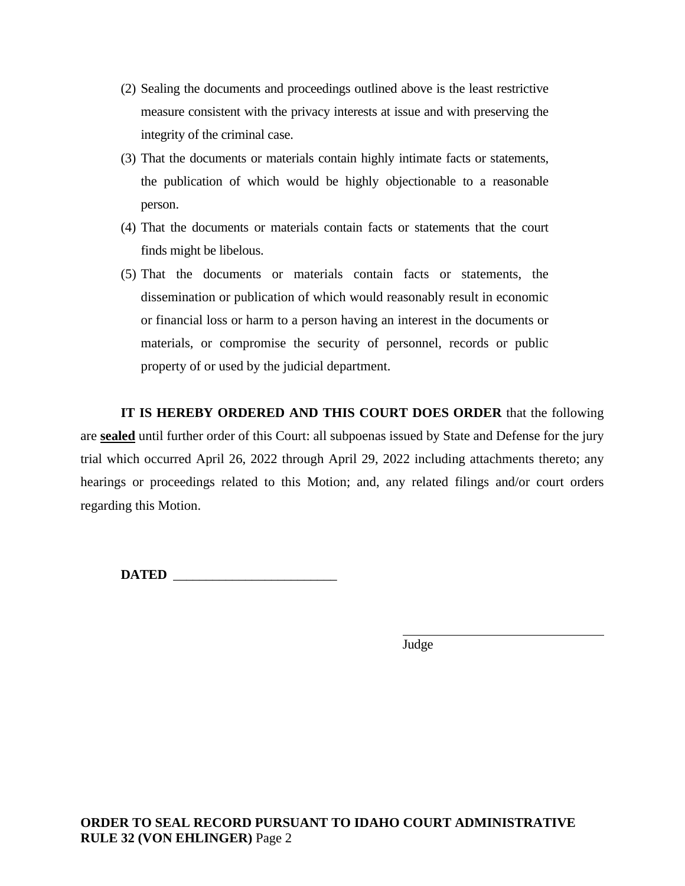(2) Sealing the documents and proceedings outlined above is the least restrictive measure consistent with the privacy interests at issue and with preserving the integrity of the criminal case.

(3) That the documents or materials contain highly intimate facts or statements, the publication of which would be highly objectionable to a reasonable person.

(4) That the documents or materials contain facts or statements that the court finds might be libelous.

(5) That the documents or materials contain facts or statements, the dissemination or publication of which would reasonably result in economic or financial loss or harm to a person having an interest in the documents or materials, or compromise the security of personnel, records or public property of or used by the judicial department.

**IT IS HEREBY ORDERED AND THIS COURT DOES ORDER** that the following are **sealed** until further order of this Court: all subpoenas issued by State and Defense for the jury trial which occurred April 26, 2022 through April 29, 2022 including attachments thereto; any hearings or proceedings related to this Motion; and, any related filings and/or court orders regarding this Motion.

**DATED** ________________________

_______________________________
Judge

**ORDER TO SEAL RECORD PURSUANT TO IDAHO COURT ADMINISTRATIVE RULE 32 (VON EHLINGER)**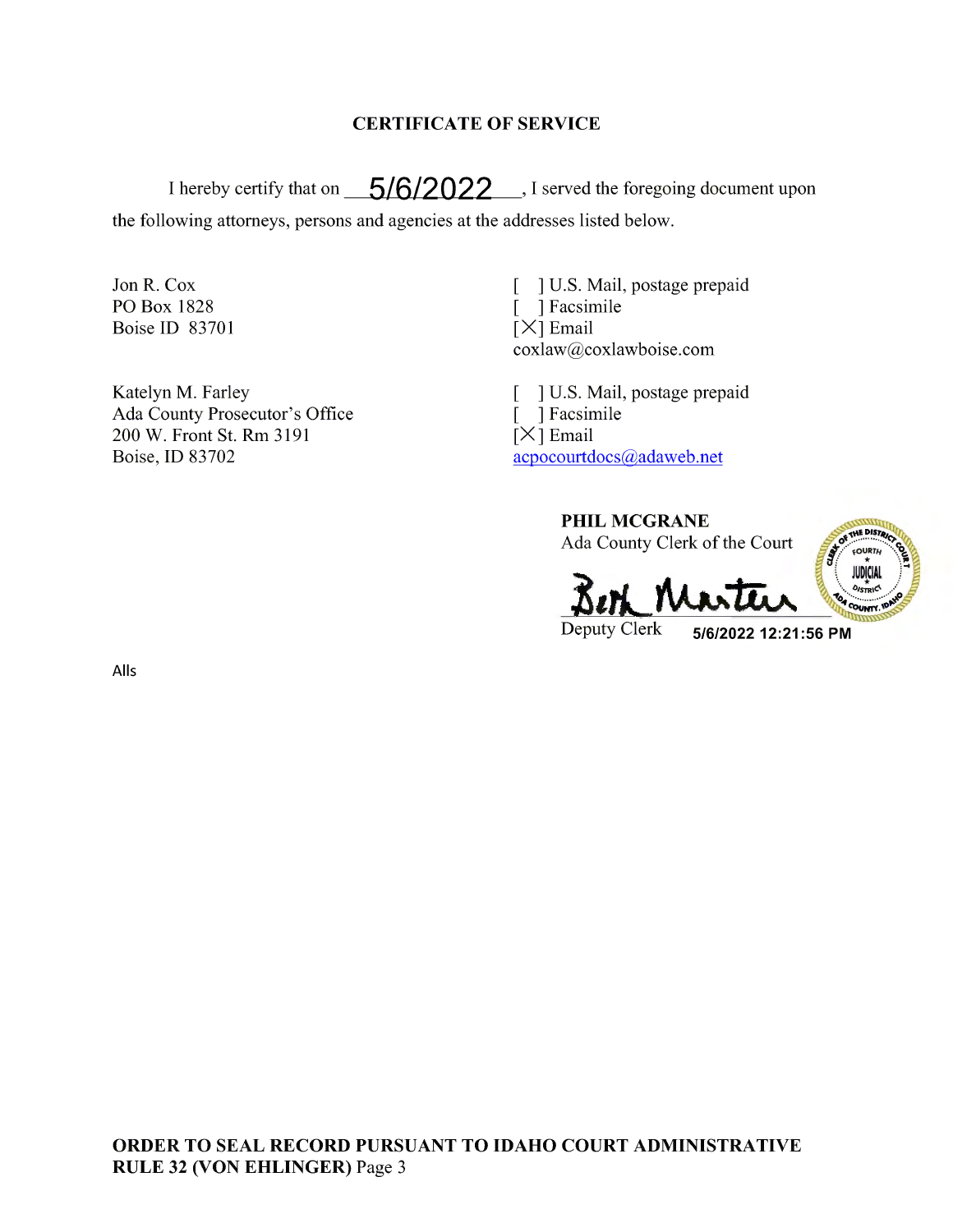## CERTIFICATE OF SERVICE

I hereby certify that on 5/6/2022, I served the foregoing document upon the following attorneys, persons and agencies at the addresses listed below.

Jon R. Cox
PO Box 1828
Boise ID 83701

[ ] U.S. Mail, postage prepaid
[ ] Facsimile
[X] Email
coxlaw@coxlawboise.com

Katelyn M. Farley
Ada County Prosecutor's Office
200 W. Front St. Rm 3191
Boise, ID 83702

[ ] U.S. Mail, postage prepaid
[ ] Facsimile
[X] Email
acpocourtdocs@adaweb.net

**PHIL MCGRANE**
Ada County Clerk of the Court

Beth Masters
Deputy Clerk 5/6/2022 12:21:56 PM

Alls

**ORDER TO SEAL RECORD PURSUANT TO IDAHO COURT ADMINISTRATIVE RULE 32 (VON EHLINGER)**